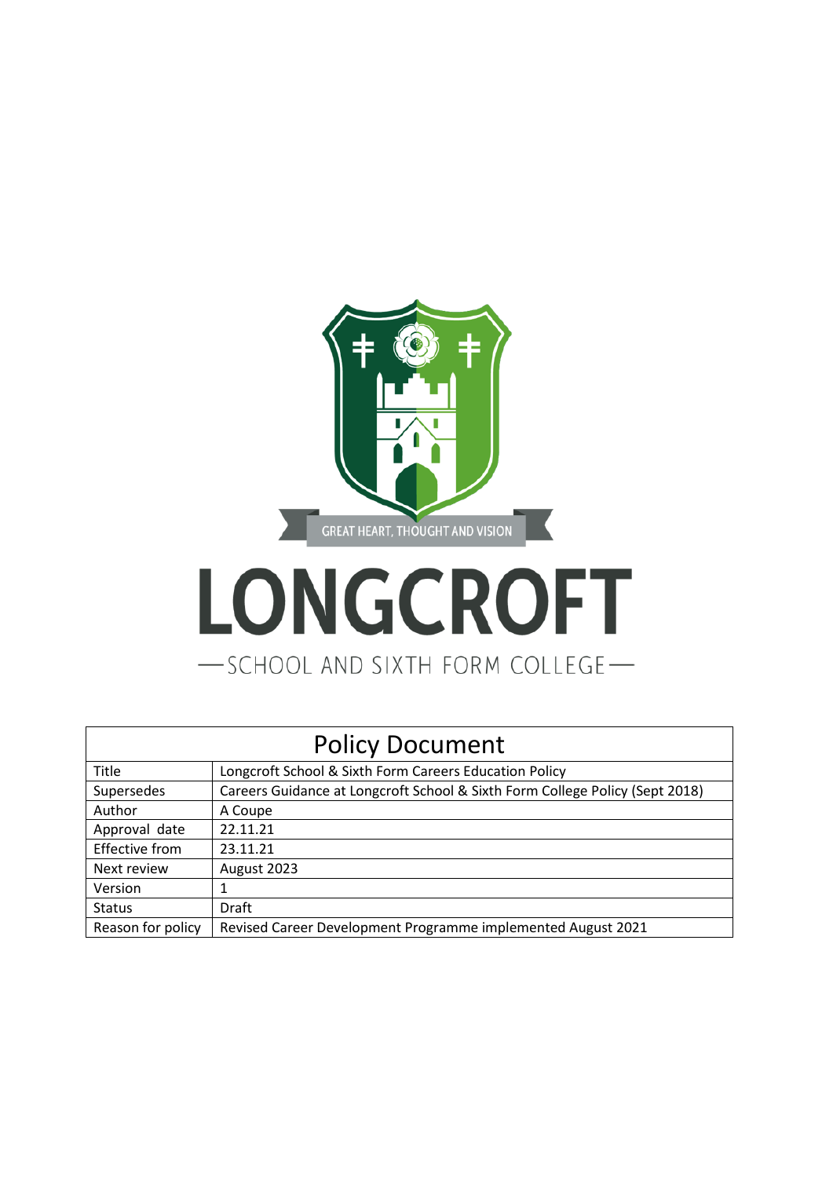GREAT HEART, THOUGHT AND VISION

# LONGCROFT

SCHOOL AND SIXTH FORM COLLEGE

| Policy Document | |
|---|---|
| Title | Longcroft School & Sixth Form Careers Education Policy |
| Supersedes | Careers Guidance at Longcroft School & Sixth Form College Policy (Sept 2018) |
| Author | A Coupe |
| Approval date | 22.11.21 |
| Effective from | 23.11.21 |
| Next review | August 2023 |
| Version | 1 |
| Status | Draft |
| Reason for policy | Revised Career Development Programme implemented August 2021 |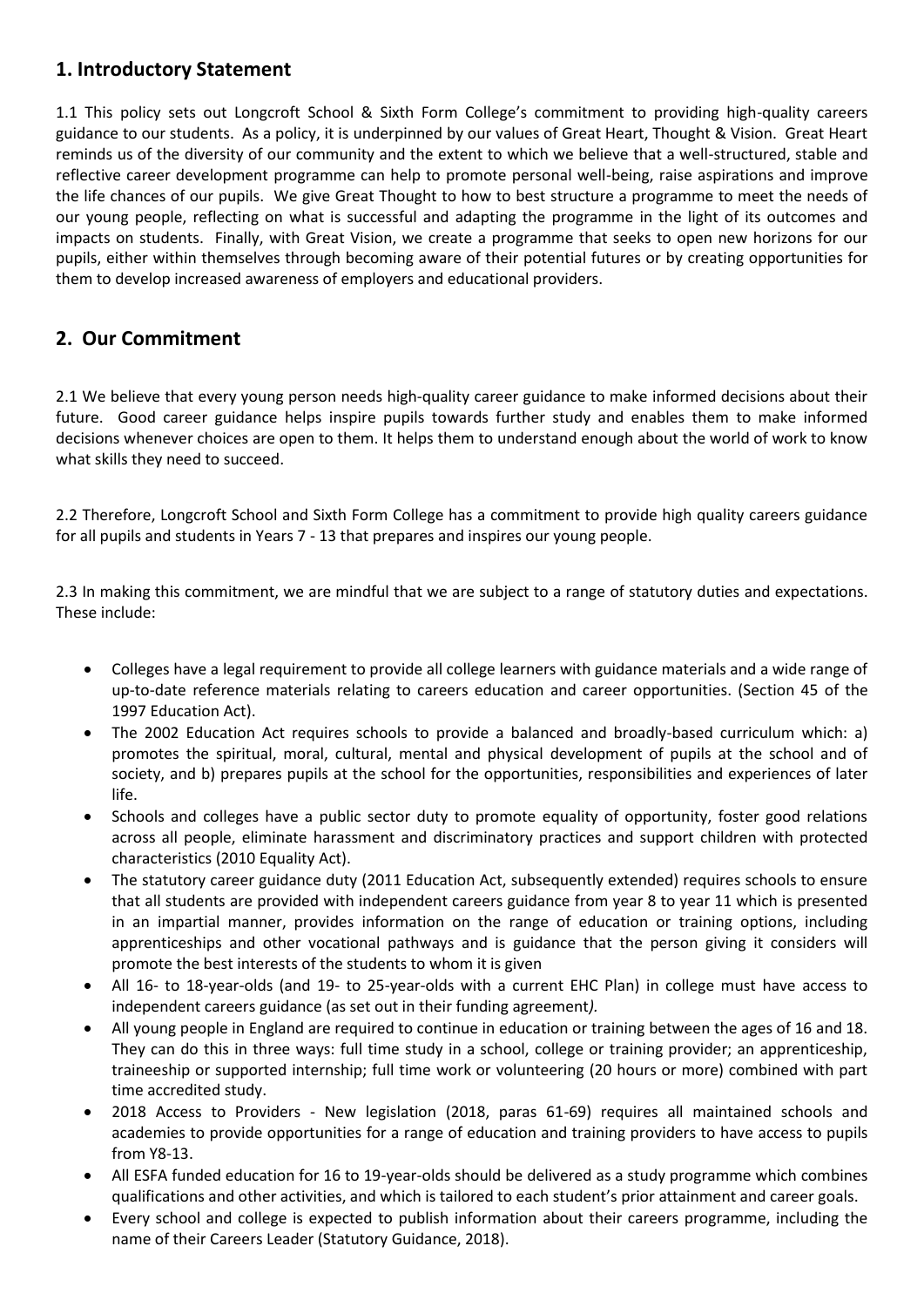## 1. Introductory Statement

1.1 This policy sets out Longcroft School & Sixth Form College's commitment to providing high-quality careers guidance to our students. As a policy, it is underpinned by our values of Great Heart, Thought & Vision. Great Heart reminds us of the diversity of our community and the extent to which we believe that a well-structured, stable and reflective career development programme can help to promote personal well-being, raise aspirations and improve the life chances of our pupils. We give Great Thought to how to best structure a programme to meet the needs of our young people, reflecting on what is successful and adapting the programme in the light of its outcomes and impacts on students. Finally, with Great Vision, we create a programme that seeks to open new horizons for our pupils, either within themselves through becoming aware of their potential futures or by creating opportunities for them to develop increased awareness of employers and educational providers.

## 2. Our Commitment

2.1 We believe that every young person needs high-quality career guidance to make informed decisions about their future. Good career guidance helps inspire pupils towards further study and enables them to make informed decisions whenever choices are open to them. It helps them to understand enough about the world of work to know what skills they need to succeed.

2.2 Therefore, Longcroft School and Sixth Form College has a commitment to provide high quality careers guidance for all pupils and students in Years 7 - 13 that prepares and inspires our young people.

2.3 In making this commitment, we are mindful that we are subject to a range of statutory duties and expectations. These include:

- Colleges have a legal requirement to provide all college learners with guidance materials and a wide range of up-to-date reference materials relating to careers education and career opportunities. (Section 45 of the 1997 Education Act).
- The 2002 Education Act requires schools to provide a balanced and broadly-based curriculum which: a) promotes the spiritual, moral, cultural, mental and physical development of pupils at the school and of society, and b) prepares pupils at the school for the opportunities, responsibilities and experiences of later life.
- Schools and colleges have a public sector duty to promote equality of opportunity, foster good relations across all people, eliminate harassment and discriminatory practices and support children with protected characteristics (2010 Equality Act).
- The statutory career guidance duty (2011 Education Act, subsequently extended) requires schools to ensure that all students are provided with independent careers guidance from year 8 to year 11 which is presented in an impartial manner, provides information on the range of education or training options, including apprenticeships and other vocational pathways and is guidance that the person giving it considers will promote the best interests of the students to whom it is given
- All 16- to 18-year-olds (and 19- to 25-year-olds with a current EHC Plan) in college must have access to independent careers guidance (as set out in their funding agreement*).*
- All young people in England are required to continue in education or training between the ages of 16 and 18. They can do this in three ways: full time study in a school, college or training provider; an apprenticeship, traineeship or supported internship; full time work or volunteering (20 hours or more) combined with part time accredited study.
- 2018 Access to Providers - New legislation (2018, paras 61-69) requires all maintained schools and academies to provide opportunities for a range of education and training providers to have access to pupils from Y8-13.
- All ESFA funded education for 16 to 19-year-olds should be delivered as a study programme which combines qualifications and other activities, and which is tailored to each student's prior attainment and career goals.
- Every school and college is expected to publish information about their careers programme, including the name of their Careers Leader (Statutory Guidance, 2018).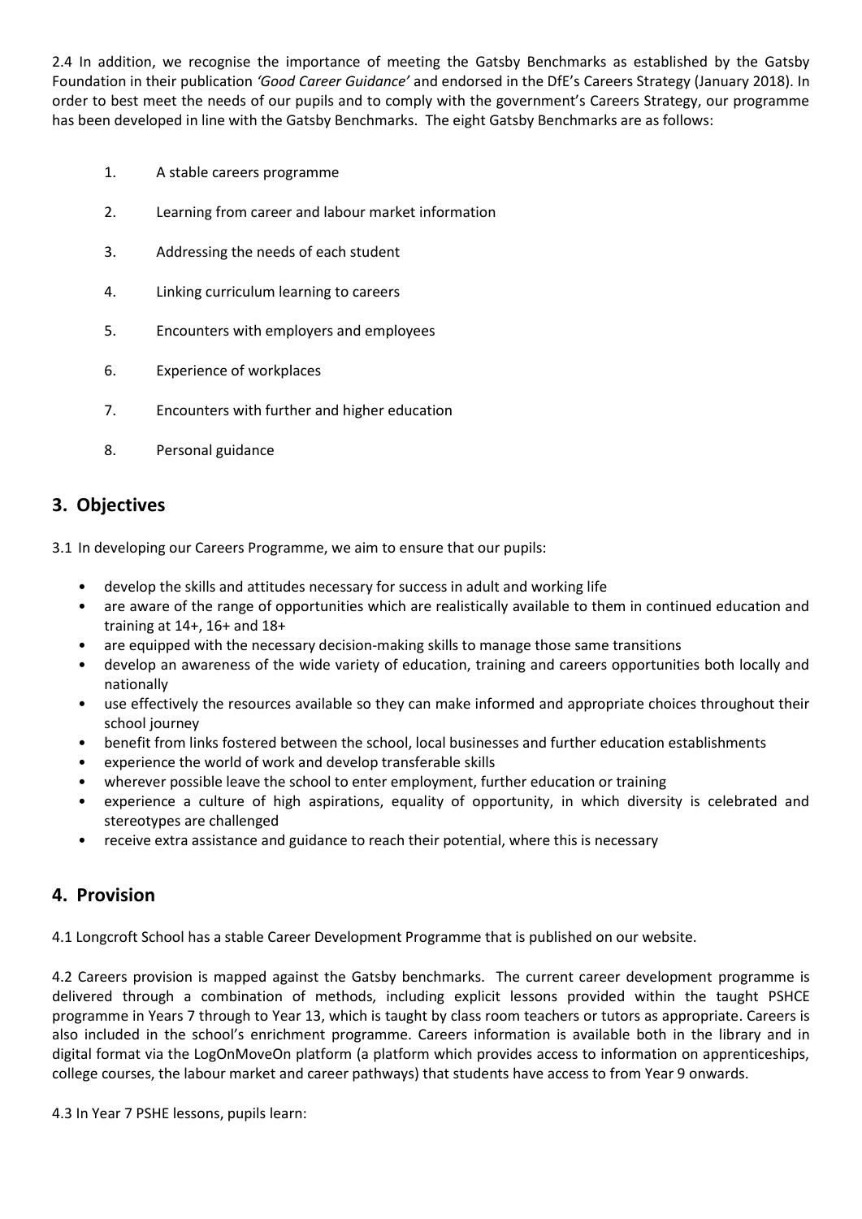2.4 In addition, we recognise the importance of meeting the Gatsby Benchmarks as established by the Gatsby Foundation in their publication *'Good Career Guidance'* and endorsed in the DfE's Careers Strategy (January 2018). In order to best meet the needs of our pupils and to comply with the government's Careers Strategy, our programme has been developed in line with the Gatsby Benchmarks. The eight Gatsby Benchmarks are as follows:

1. A stable careers programme
2. Learning from career and labour market information
3. Addressing the needs of each student
4. Linking curriculum learning to careers
5. Encounters with employers and employees
6. Experience of workplaces
7. Encounters with further and higher education
8. Personal guidance

## 3. Objectives

3.1 In developing our Careers Programme, we aim to ensure that our pupils:

- develop the skills and attitudes necessary for success in adult and working life
- are aware of the range of opportunities which are realistically available to them in continued education and training at 14+, 16+ and 18+
- are equipped with the necessary decision-making skills to manage those same transitions
- develop an awareness of the wide variety of education, training and careers opportunities both locally and nationally
- use effectively the resources available so they can make informed and appropriate choices throughout their school journey
- benefit from links fostered between the school, local businesses and further education establishments
- experience the world of work and develop transferable skills
- wherever possible leave the school to enter employment, further education or training
- experience a culture of high aspirations, equality of opportunity, in which diversity is celebrated and stereotypes are challenged
- receive extra assistance and guidance to reach their potential, where this is necessary

## 4. Provision

4.1 Longcroft School has a stable Career Development Programme that is published on our website.

4.2 Careers provision is mapped against the Gatsby benchmarks. The current career development programme is delivered through a combination of methods, including explicit lessons provided within the taught PSHCE programme in Years 7 through to Year 13, which is taught by class room teachers or tutors as appropriate. Careers is also included in the school's enrichment programme. Careers information is available both in the library and in digital format via the LogOnMoveOn platform (a platform which provides access to information on apprenticeships, college courses, the labour market and career pathways) that students have access to from Year 9 onwards.

4.3 In Year 7 PSHE lessons, pupils learn: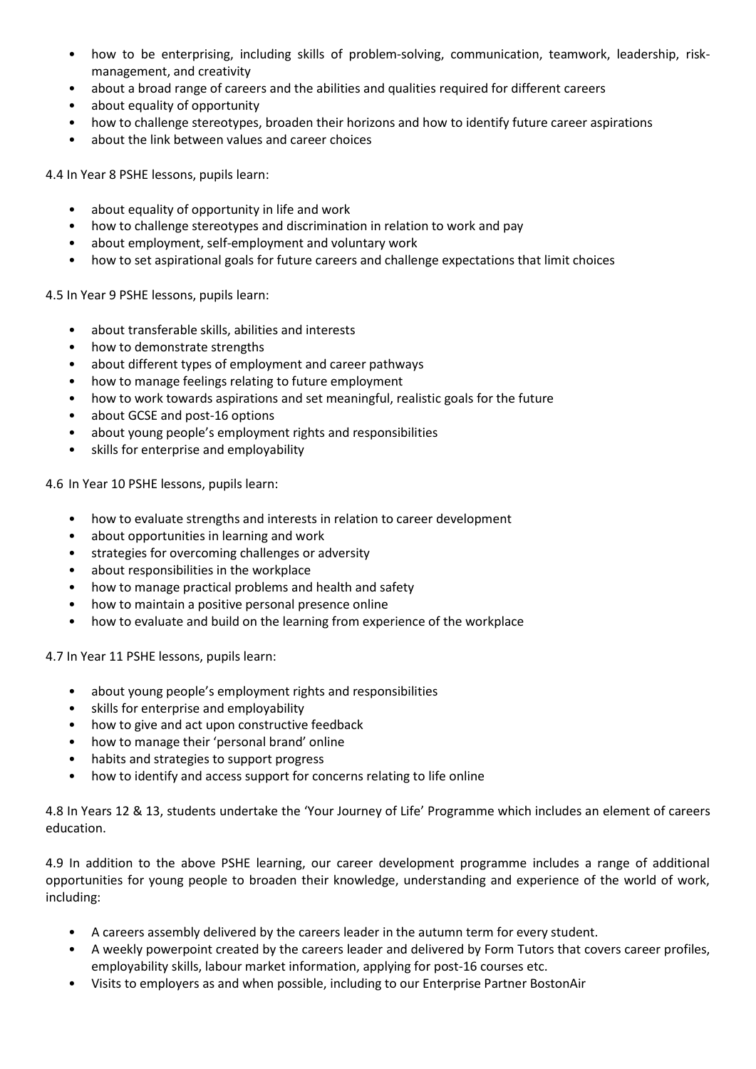- how to be enterprising, including skills of problem-solving, communication, teamwork, leadership, risk-management, and creativity
- about a broad range of careers and the abilities and qualities required for different careers
- about equality of opportunity
- how to challenge stereotypes, broaden their horizons and how to identify future career aspirations
- about the link between values and career choices

4.4 In Year 8 PSHE lessons, pupils learn:

- about equality of opportunity in life and work
- how to challenge stereotypes and discrimination in relation to work and pay
- about employment, self-employment and voluntary work
- how to set aspirational goals for future careers and challenge expectations that limit choices

4.5 In Year 9 PSHE lessons, pupils learn:

- about transferable skills, abilities and interests
- how to demonstrate strengths
- about different types of employment and career pathways
- how to manage feelings relating to future employment
- how to work towards aspirations and set meaningful, realistic goals for the future
- about GCSE and post-16 options
- about young people's employment rights and responsibilities
- skills for enterprise and employability

4.6 In Year 10 PSHE lessons, pupils learn:

- how to evaluate strengths and interests in relation to career development
- about opportunities in learning and work
- strategies for overcoming challenges or adversity
- about responsibilities in the workplace
- how to manage practical problems and health and safety
- how to maintain a positive personal presence online
- how to evaluate and build on the learning from experience of the workplace

4.7 In Year 11 PSHE lessons, pupils learn:

- about young people's employment rights and responsibilities
- skills for enterprise and employability
- how to give and act upon constructive feedback
- how to manage their 'personal brand' online
- habits and strategies to support progress
- how to identify and access support for concerns relating to life online

4.8 In Years 12 & 13, students undertake the 'Your Journey of Life' Programme which includes an element of careers education.

4.9 In addition to the above PSHE learning, our career development programme includes a range of additional opportunities for young people to broaden their knowledge, understanding and experience of the world of work, including:

- A careers assembly delivered by the careers leader in the autumn term for every student.
- A weekly powerpoint created by the careers leader and delivered by Form Tutors that covers career profiles, employability skills, labour market information, applying for post-16 courses etc.
- Visits to employers as and when possible, including to our Enterprise Partner BostonAir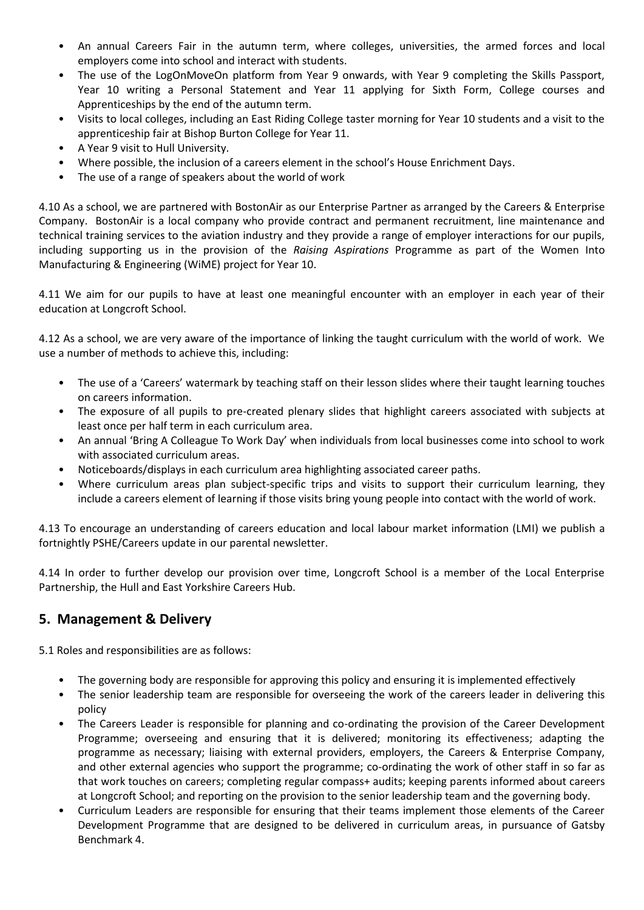- An annual Careers Fair in the autumn term, where colleges, universities, the armed forces and local employers come into school and interact with students.
- The use of the LogOnMoveOn platform from Year 9 onwards, with Year 9 completing the Skills Passport, Year 10 writing a Personal Statement and Year 11 applying for Sixth Form, College courses and Apprenticeships by the end of the autumn term.
- Visits to local colleges, including an East Riding College taster morning for Year 10 students and a visit to the apprenticeship fair at Bishop Burton College for Year 11.
- A Year 9 visit to Hull University.
- Where possible, the inclusion of a careers element in the school's House Enrichment Days.
- The use of a range of speakers about the world of work

4.10 As a school, we are partnered with BostonAir as our Enterprise Partner as arranged by the Careers & Enterprise Company. BostonAir is a local company who provide contract and permanent recruitment, line maintenance and technical training services to the aviation industry and they provide a range of employer interactions for our pupils, including supporting us in the provision of the *Raising Aspirations* Programme as part of the Women Into Manufacturing & Engineering (WiME) project for Year 10.

4.11 We aim for our pupils to have at least one meaningful encounter with an employer in each year of their education at Longcroft School.

4.12 As a school, we are very aware of the importance of linking the taught curriculum with the world of work. We use a number of methods to achieve this, including:

- The use of a 'Careers' watermark by teaching staff on their lesson slides where their taught learning touches on careers information.
- The exposure of all pupils to pre-created plenary slides that highlight careers associated with subjects at least once per half term in each curriculum area.
- An annual 'Bring A Colleague To Work Day' when individuals from local businesses come into school to work with associated curriculum areas.
- Noticeboards/displays in each curriculum area highlighting associated career paths.
- Where curriculum areas plan subject-specific trips and visits to support their curriculum learning, they include a careers element of learning if those visits bring young people into contact with the world of work.

4.13 To encourage an understanding of careers education and local labour market information (LMI) we publish a fortnightly PSHE/Careers update in our parental newsletter.

4.14 In order to further develop our provision over time, Longcroft School is a member of the Local Enterprise Partnership, the Hull and East Yorkshire Careers Hub.

## 5. Management & Delivery

5.1 Roles and responsibilities are as follows:

- The governing body are responsible for approving this policy and ensuring it is implemented effectively
- The senior leadership team are responsible for overseeing the work of the careers leader in delivering this policy
- The Careers Leader is responsible for planning and co-ordinating the provision of the Career Development Programme; overseeing and ensuring that it is delivered; monitoring its effectiveness; adapting the programme as necessary; liaising with external providers, employers, the Careers & Enterprise Company, and other external agencies who support the programme; co-ordinating the work of other staff in so far as that work touches on careers; completing regular compass+ audits; keeping parents informed about careers at Longcroft School; and reporting on the provision to the senior leadership team and the governing body.
- Curriculum Leaders are responsible for ensuring that their teams implement those elements of the Career Development Programme that are designed to be delivered in curriculum areas, in pursuance of Gatsby Benchmark 4.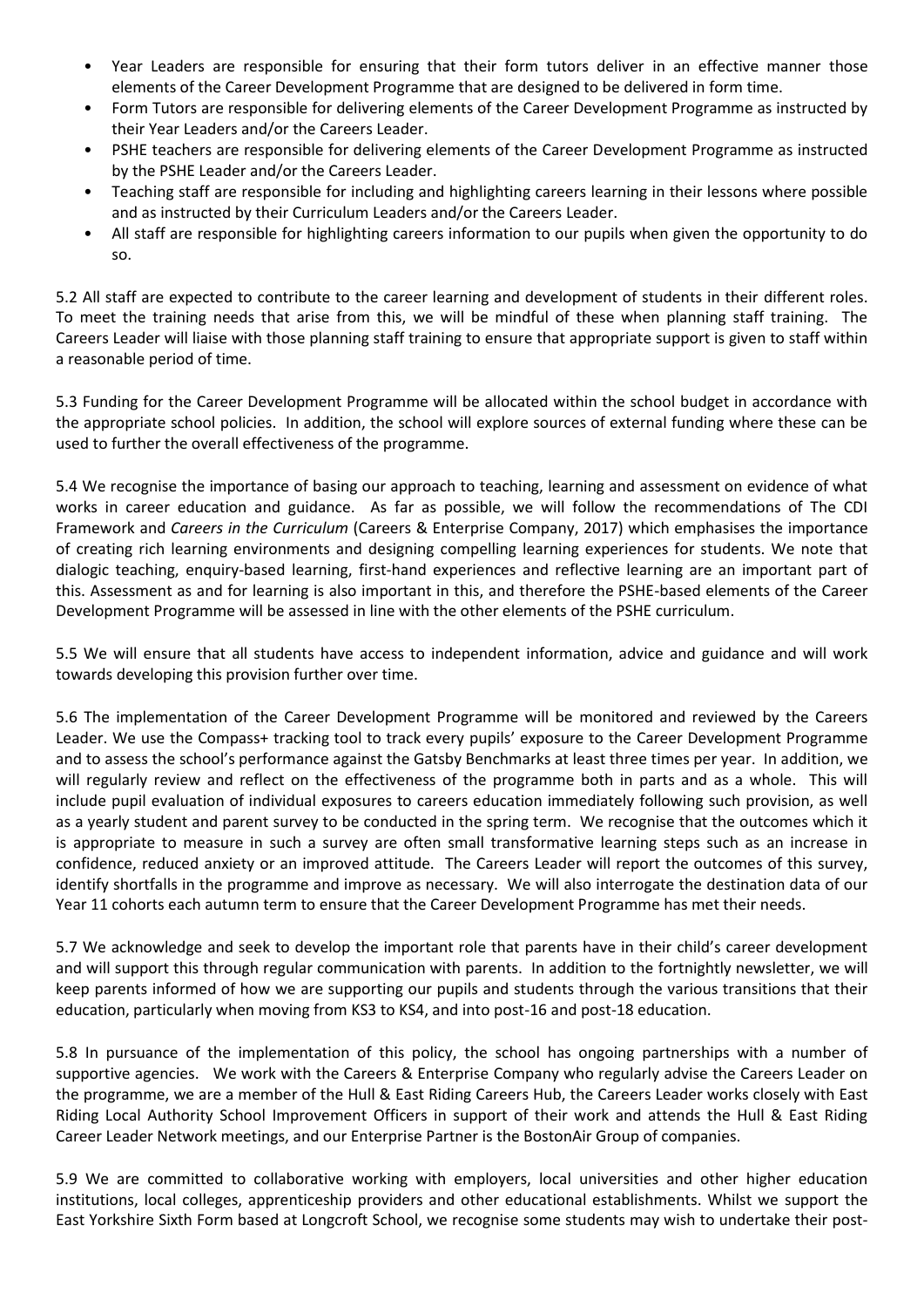- Year Leaders are responsible for ensuring that their form tutors deliver in an effective manner those elements of the Career Development Programme that are designed to be delivered in form time.
- Form Tutors are responsible for delivering elements of the Career Development Programme as instructed by their Year Leaders and/or the Careers Leader.
- PSHE teachers are responsible for delivering elements of the Career Development Programme as instructed by the PSHE Leader and/or the Careers Leader.
- Teaching staff are responsible for including and highlighting careers learning in their lessons where possible and as instructed by their Curriculum Leaders and/or the Careers Leader.
- All staff are responsible for highlighting careers information to our pupils when given the opportunity to do so.

5.2 All staff are expected to contribute to the career learning and development of students in their different roles. To meet the training needs that arise from this, we will be mindful of these when planning staff training. The Careers Leader will liaise with those planning staff training to ensure that appropriate support is given to staff within a reasonable period of time.

5.3 Funding for the Career Development Programme will be allocated within the school budget in accordance with the appropriate school policies. In addition, the school will explore sources of external funding where these can be used to further the overall effectiveness of the programme.

5.4 We recognise the importance of basing our approach to teaching, learning and assessment on evidence of what works in career education and guidance. As far as possible, we will follow the recommendations of The CDI Framework and *Careers in the Curriculum* (Careers & Enterprise Company, 2017) which emphasises the importance of creating rich learning environments and designing compelling learning experiences for students. We note that dialogic teaching, enquiry-based learning, first-hand experiences and reflective learning are an important part of this. Assessment as and for learning is also important in this, and therefore the PSHE-based elements of the Career Development Programme will be assessed in line with the other elements of the PSHE curriculum.

5.5 We will ensure that all students have access to independent information, advice and guidance and will work towards developing this provision further over time.

5.6 The implementation of the Career Development Programme will be monitored and reviewed by the Careers Leader. We use the Compass+ tracking tool to track every pupils' exposure to the Career Development Programme and to assess the school's performance against the Gatsby Benchmarks at least three times per year. In addition, we will regularly review and reflect on the effectiveness of the programme both in parts and as a whole. This will include pupil evaluation of individual exposures to careers education immediately following such provision, as well as a yearly student and parent survey to be conducted in the spring term. We recognise that the outcomes which it is appropriate to measure in such a survey are often small transformative learning steps such as an increase in confidence, reduced anxiety or an improved attitude. The Careers Leader will report the outcomes of this survey, identify shortfalls in the programme and improve as necessary. We will also interrogate the destination data of our Year 11 cohorts each autumn term to ensure that the Career Development Programme has met their needs.

5.7 We acknowledge and seek to develop the important role that parents have in their child's career development and will support this through regular communication with parents. In addition to the fortnightly newsletter, we will keep parents informed of how we are supporting our pupils and students through the various transitions that their education, particularly when moving from KS3 to KS4, and into post-16 and post-18 education.

5.8 In pursuance of the implementation of this policy, the school has ongoing partnerships with a number of supportive agencies. We work with the Careers & Enterprise Company who regularly advise the Careers Leader on the programme, we are a member of the Hull & East Riding Careers Hub, the Careers Leader works closely with East Riding Local Authority School Improvement Officers in support of their work and attends the Hull & East Riding Career Leader Network meetings, and our Enterprise Partner is the BostonAir Group of companies.

5.9 We are committed to collaborative working with employers, local universities and other higher education institutions, local colleges, apprenticeship providers and other educational establishments. Whilst we support the East Yorkshire Sixth Form based at Longcroft School, we recognise some students may wish to undertake their post-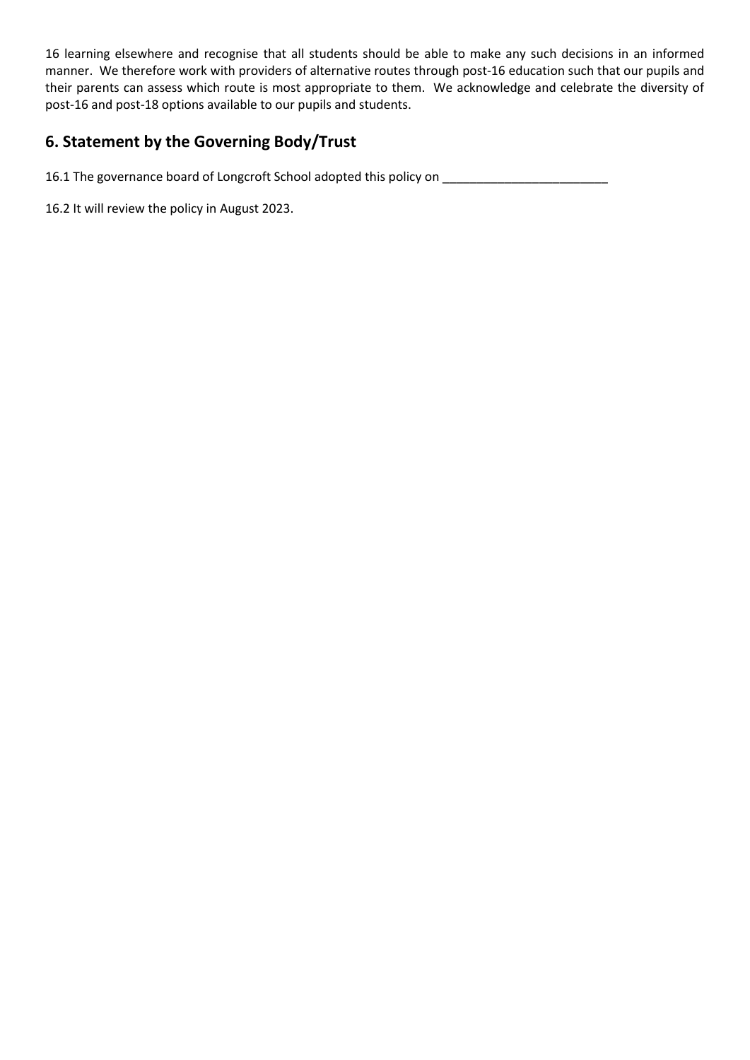16 learning elsewhere and recognise that all students should be able to make any such decisions in an informed manner. We therefore work with providers of alternative routes through post-16 education such that our pupils and their parents can assess which route is most appropriate to them. We acknowledge and celebrate the diversity of post-16 and post-18 options available to our pupils and students.

## 6. Statement by the Governing Body/Trust

16.1 The governance board of Longcroft School adopted this policy on ________________________

16.2 It will review the policy in August 2023.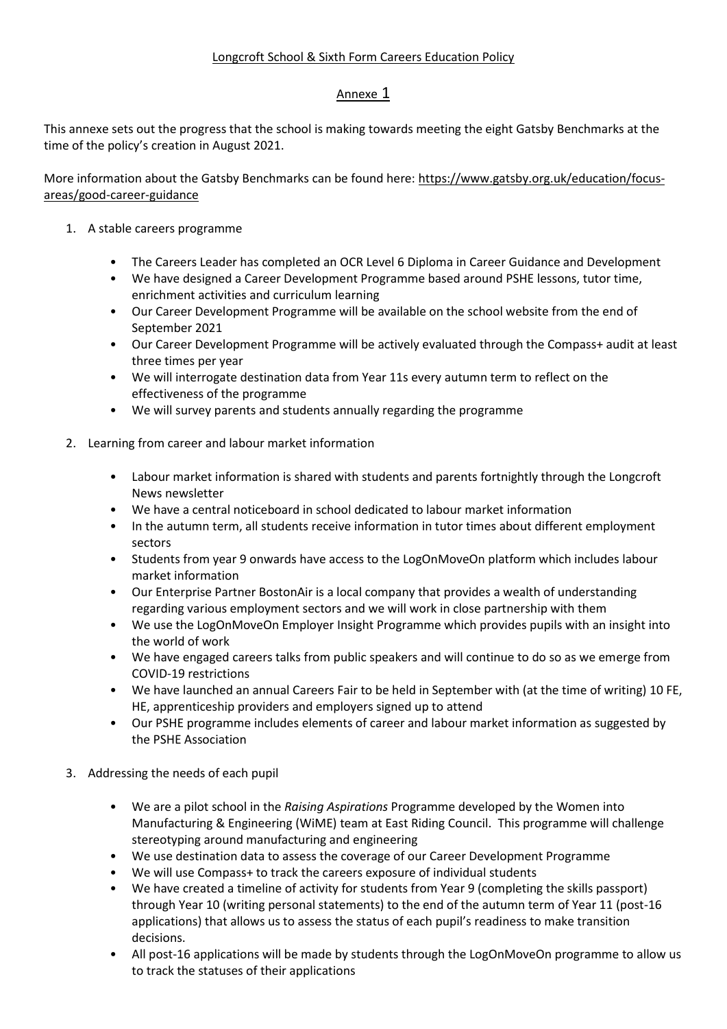Longcroft School & Sixth Form Careers Education Policy

Annexe 1

This annexe sets out the progress that the school is making towards meeting the eight Gatsby Benchmarks at the time of the policy's creation in August 2021.

More information about the Gatsby Benchmarks can be found here: https://www.gatsby.org.uk/education/focus-areas/good-career-guidance

1. A stable careers programme

    - The Careers Leader has completed an OCR Level 6 Diploma in Career Guidance and Development
    - We have designed a Career Development Programme based around PSHE lessons, tutor time, enrichment activities and curriculum learning
    - Our Career Development Programme will be available on the school website from the end of September 2021
    - Our Career Development Programme will be actively evaluated through the Compass+ audit at least three times per year
    - We will interrogate destination data from Year 11s every autumn term to reflect on the effectiveness of the programme
    - We will survey parents and students annually regarding the programme

2. Learning from career and labour market information

    - Labour market information is shared with students and parents fortnightly through the Longcroft News newsletter
    - We have a central noticeboard in school dedicated to labour market information
    - In the autumn term, all students receive information in tutor times about different employment sectors
    - Students from year 9 onwards have access to the LogOnMoveOn platform which includes labour market information
    - Our Enterprise Partner BostonAir is a local company that provides a wealth of understanding regarding various employment sectors and we will work in close partnership with them
    - We use the LogOnMoveOn Employer Insight Programme which provides pupils with an insight into the world of work
    - We have engaged careers talks from public speakers and will continue to do so as we emerge from COVID-19 restrictions
    - We have launched an annual Careers Fair to be held in September with (at the time of writing) 10 FE, HE, apprenticeship providers and employers signed up to attend
    - Our PSHE programme includes elements of career and labour market information as suggested by the PSHE Association

3. Addressing the needs of each pupil

    - We are a pilot school in the *Raising Aspirations* Programme developed by the Women into Manufacturing & Engineering (WiME) team at East Riding Council. This programme will challenge stereotyping around manufacturing and engineering
    - We use destination data to assess the coverage of our Career Development Programme
    - We will use Compass+ to track the careers exposure of individual students
    - We have created a timeline of activity for students from Year 9 (completing the skills passport) through Year 10 (writing personal statements) to the end of the autumn term of Year 11 (post-16 applications) that allows us to assess the status of each pupil's readiness to make transition decisions.
    - All post-16 applications will be made by students through the LogOnMoveOn programme to allow us to track the statuses of their applications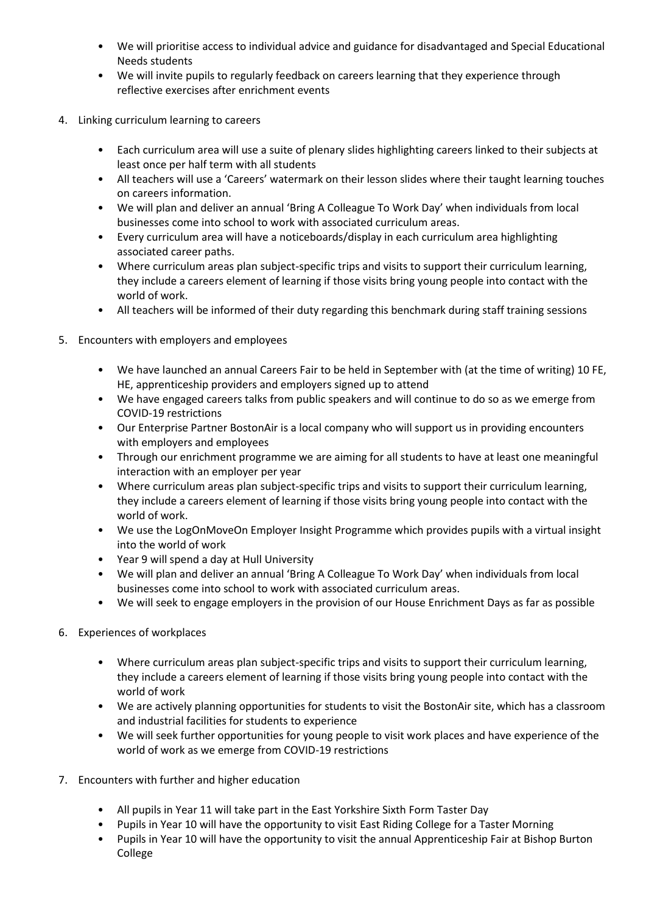- We will prioritise access to individual advice and guidance for disadvantaged and Special Educational Needs students
- We will invite pupils to regularly feedback on careers learning that they experience through reflective exercises after enrichment events

4. Linking curriculum learning to careers

   - Each curriculum area will use a suite of plenary slides highlighting careers linked to their subjects at least once per half term with all students
   - All teachers will use a 'Careers' watermark on their lesson slides where their taught learning touches on careers information.
   - We will plan and deliver an annual 'Bring A Colleague To Work Day' when individuals from local businesses come into school to work with associated curriculum areas.
   - Every curriculum area will have a noticeboards/display in each curriculum area highlighting associated career paths.
   - Where curriculum areas plan subject-specific trips and visits to support their curriculum learning, they include a careers element of learning if those visits bring young people into contact with the world of work.
   - All teachers will be informed of their duty regarding this benchmark during staff training sessions

5. Encounters with employers and employees

   - We have launched an annual Careers Fair to be held in September with (at the time of writing) 10 FE, HE, apprenticeship providers and employers signed up to attend
   - We have engaged careers talks from public speakers and will continue to do so as we emerge from COVID-19 restrictions
   - Our Enterprise Partner BostonAir is a local company who will support us in providing encounters with employers and employees
   - Through our enrichment programme we are aiming for all students to have at least one meaningful interaction with an employer per year
   - Where curriculum areas plan subject-specific trips and visits to support their curriculum learning, they include a careers element of learning if those visits bring young people into contact with the world of work.
   - We use the LogOnMoveOn Employer Insight Programme which provides pupils with a virtual insight into the world of work
   - Year 9 will spend a day at Hull University
   - We will plan and deliver an annual 'Bring A Colleague To Work Day' when individuals from local businesses come into school to work with associated curriculum areas.
   - We will seek to engage employers in the provision of our House Enrichment Days as far as possible

6. Experiences of workplaces

   - Where curriculum areas plan subject-specific trips and visits to support their curriculum learning, they include a careers element of learning if those visits bring young people into contact with the world of work
   - We are actively planning opportunities for students to visit the BostonAir site, which has a classroom and industrial facilities for students to experience
   - We will seek further opportunities for young people to visit work places and have experience of the world of work as we emerge from COVID-19 restrictions

7. Encounters with further and higher education

   - All pupils in Year 11 will take part in the East Yorkshire Sixth Form Taster Day
   - Pupils in Year 10 will have the opportunity to visit East Riding College for a Taster Morning
   - Pupils in Year 10 will have the opportunity to visit the annual Apprenticeship Fair at Bishop Burton College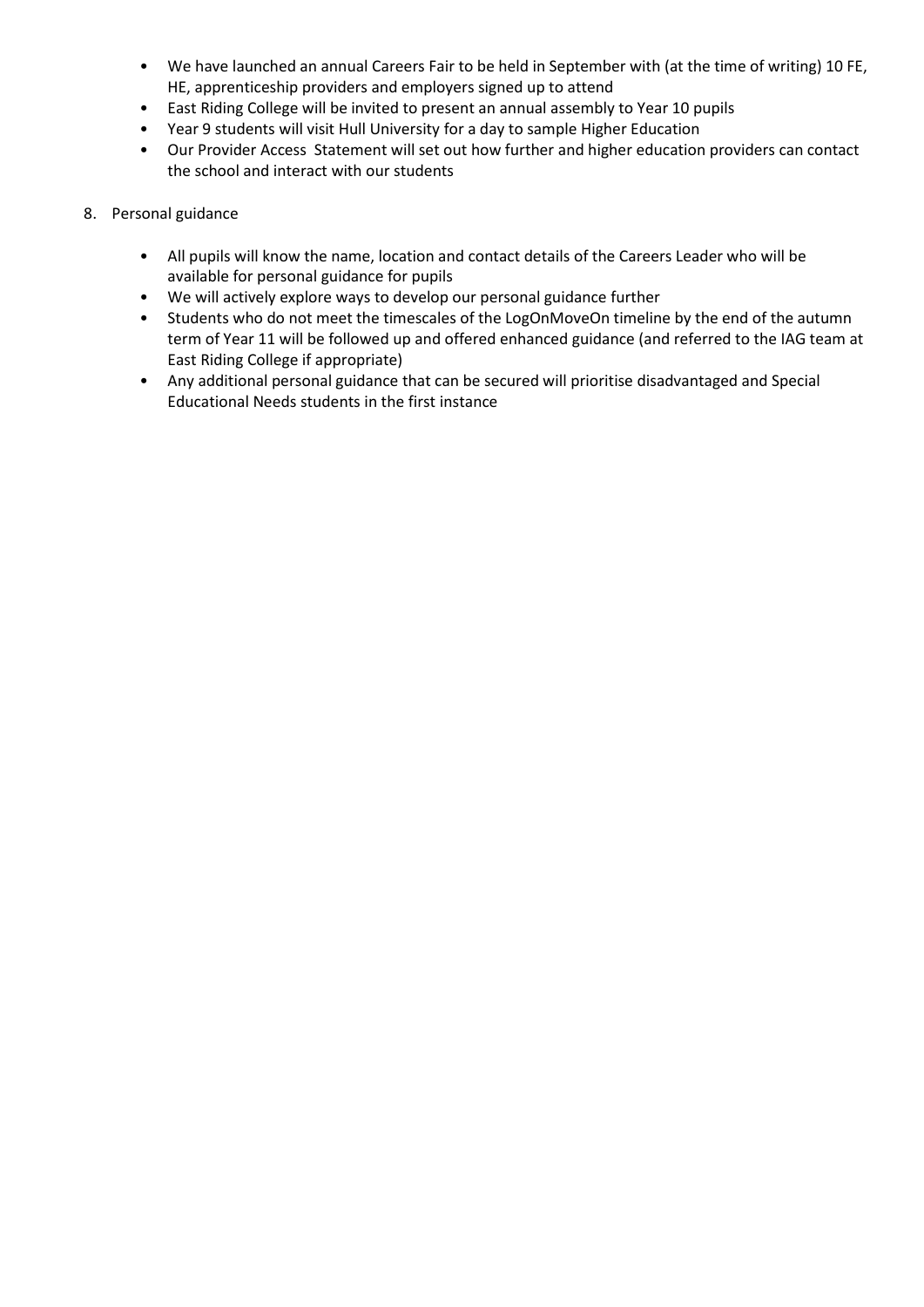- We have launched an annual Careers Fair to be held in September with (at the time of writing) 10 FE, HE, apprenticeship providers and employers signed up to attend
- East Riding College will be invited to present an annual assembly to Year 10 pupils
- Year 9 students will visit Hull University for a day to sample Higher Education
- Our Provider Access Statement will set out how further and higher education providers can contact the school and interact with our students

8. Personal guidance

- All pupils will know the name, location and contact details of the Careers Leader who will be available for personal guidance for pupils
- We will actively explore ways to develop our personal guidance further
- Students who do not meet the timescales of the LogOnMoveOn timeline by the end of the autumn term of Year 11 will be followed up and offered enhanced guidance (and referred to the IAG team at East Riding College if appropriate)
- Any additional personal guidance that can be secured will prioritise disadvantaged and Special Educational Needs students in the first instance